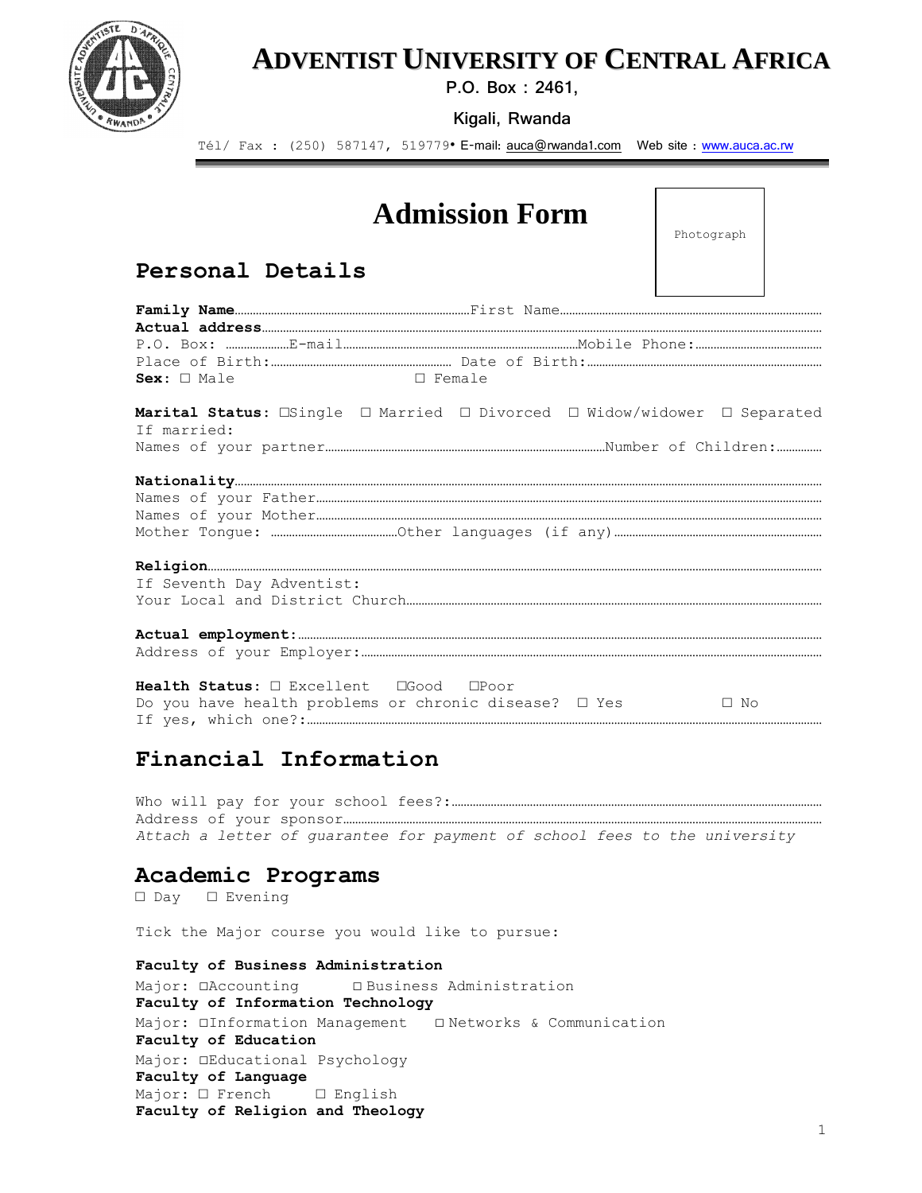# ADVENTIST UNIVERSITY OF CENTRAL AFRICA

P.O. Box : 2461,

Kigali, Rwanda

Tél/ Fax : (250) 587147, 519779• E-mail: auca@rwanda1.com  Web site : www.auca.ac.rw

# Admission Form

Photograph

## Personal Details

**Family Name**……………………………………………………First Name……………………………………………………………
**Actual address**……………………………………………………………………………………………………………………
P.O. Box: …………………E-mail……………………………………………………Mobile Phone:……………………………
Place of Birth:…………………………………………… Date of Birth:……………………………………………………
**Sex:** ☐ Male ☐ Female

**Marital Status:** ☐Single ☐ Married ☐ Divorced ☐ Widow/widower ☐ Separated
If married:
Names of your partner………………………………………………………………Number of Children:…………

**Nationality**……………………………………………………………………………………………………………………
Names of your Father……………………………………………………………………………………………………………
Names of your Mother……………………………………………………………………………………………………………
Mother Tongue: ……………………………Other languages (if any)……………………………………………

**Religion**………………………………………………………………………………………………………………………
If Seventh Day Adventist:
Your Local and District Church…………………………………………………………………………………………

**Actual employment:**………………………………………………………………………………………………………
Address of your Employer:…………………………………………………………………………………………………

**Health Status:** ☐ Excellent ☐Good ☐Poor
Do you have health problems or chronic disease? ☐ Yes ☐ No
If yes, which one?:…………………………………………………………………………………………………………

## Financial Information

Who will pay for your school fees?:……………………………………………………………………………………
Address of your sponsor……………………………………………………………………………………………………
*Attach a letter of guarantee for payment of school fees to the university*

## Academic Programs

☐ Day ☐ Evening

Tick the Major course you would like to pursue:

**Faculty of Business Administration**
Major: ☐Accounting ☐ Business Administration
**Faculty of Information Technology**
Major: ☐Information Management ☐ Networks & Communication
**Faculty of Education**
Major: ☐Educational Psychology
**Faculty of Language**
Major: ☐ French ☐ English
**Faculty of Religion and Theology**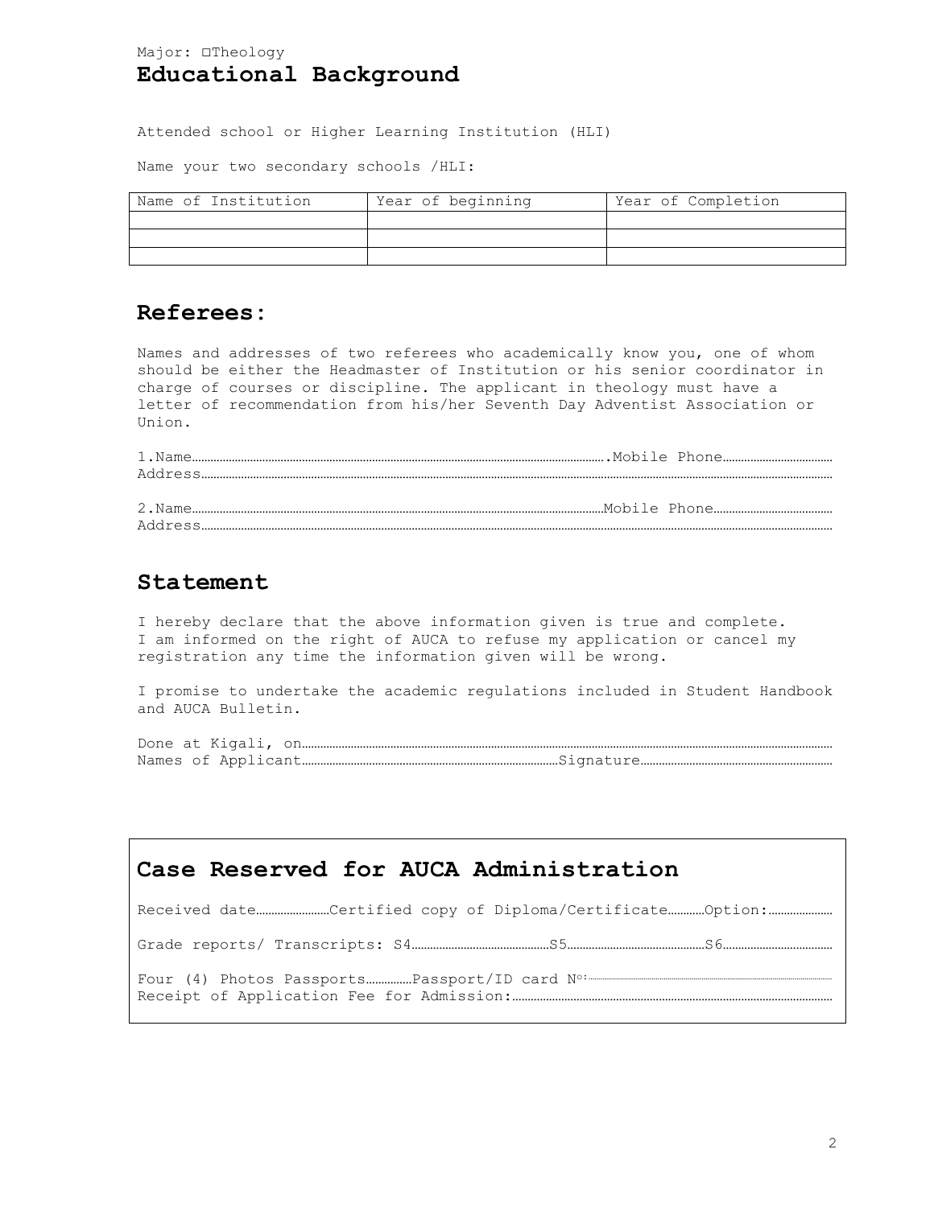Major: ☐Theology

## Educational Background

Attended school or Higher Learning Institution (HLI)

Name your two secondary schools /HLI:

| Name of Institution | Year of beginning | Year of Completion |
|---|---|---|
| | | |
| | | |
| | | |

## Referees:

Names and addresses of two referees who academically know you, one of whom should be either the Headmaster of Institution or his senior coordinator in charge of courses or discipline. The applicant in theology must have a letter of recommendation from his/her Seventh Day Adventist Association or Union.

1.Name…………………………………………………………………………………………………………………….Mobile Phone………………………………
Address……………………………………………………………………………………………………………………………………………………………………

2.Name……………………………………………………………………………………………………………………Mobile Phone…………………………………
Address……………………………………………………………………………………………………………………………………………………………………

## Statement

I hereby declare that the above information given is true and complete.
I am informed on the right of AUCA to refuse my application or cancel my registration any time the information given will be wrong.

I promise to undertake the academic regulations included in Student Handbook and AUCA Bulletin.

Done at Kigali, on……………………………………………………………………………………………………………………………………………………
Names of Applicant…………………………………………………………………………Signature………………………………………………………

## Case Reserved for AUCA Administration

Received date……………………Certified copy of Diploma/Certificate…………Option:…………………

Grade reports/ Transcripts: S4………………………………………S5………………………………………S6………………………………

Four (4) Photos Passports……………Passport/ID card N°:……………………………………………………
Receipt of Application Fee for Admission:……………………………………………………………………………………